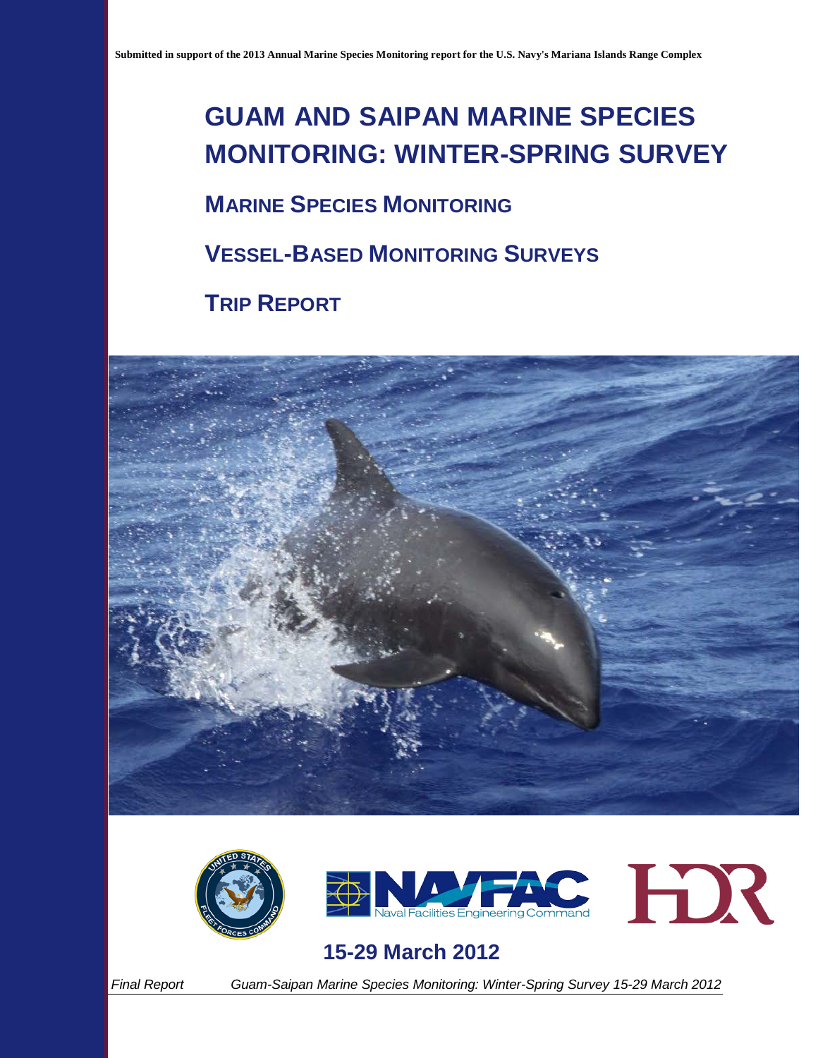Submitted in support of the 2013 Annual Marine Species Monitoring report for the U.S. Navy's Mariana Islands Range Complex

# GUAM AND SAIPAN MARINE SPECIES MONITORING: WINTER-SPRING SURVEY

## MARINE SPECIES MONITORING

## VESSEL-BASED MONITORING SURVEYS

## TRIP REPORT

## 15-29 March 2012

*Final Report* *Guam-Saipan Marine Species Monitoring: Winter-Spring Survey 15-29 March 2012*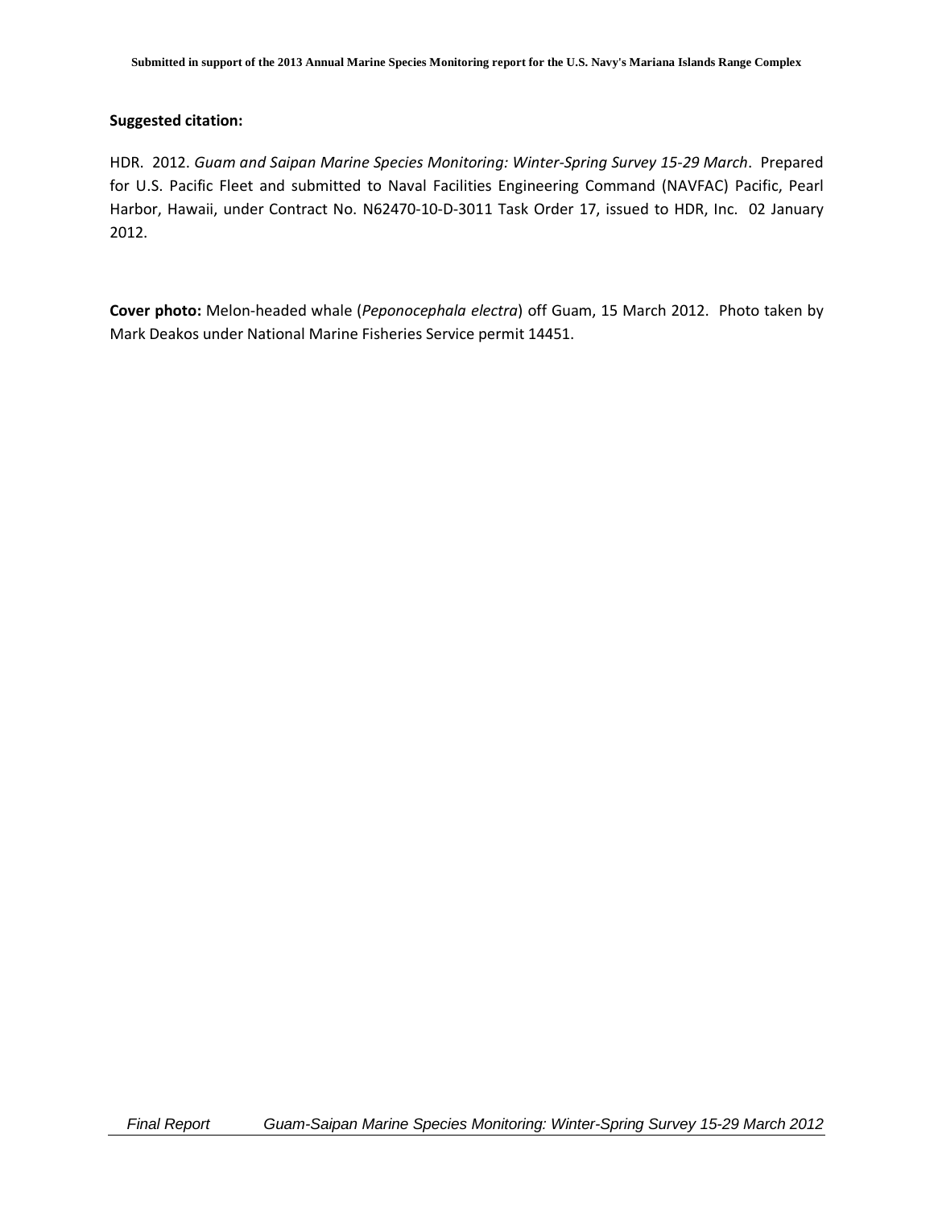**Suggested citation:**

HDR. 2012. *Guam and Saipan Marine Species Monitoring: Winter-Spring Survey 15-29 March*. Prepared for U.S. Pacific Fleet and submitted to Naval Facilities Engineering Command (NAVFAC) Pacific, Pearl Harbor, Hawaii, under Contract No. N62470-10-D-3011 Task Order 17, issued to HDR, Inc. 02 January 2012.

**Cover photo:** Melon-headed whale (*Peponocephala electra*) off Guam, 15 March 2012. Photo taken by Mark Deakos under National Marine Fisheries Service permit 14451.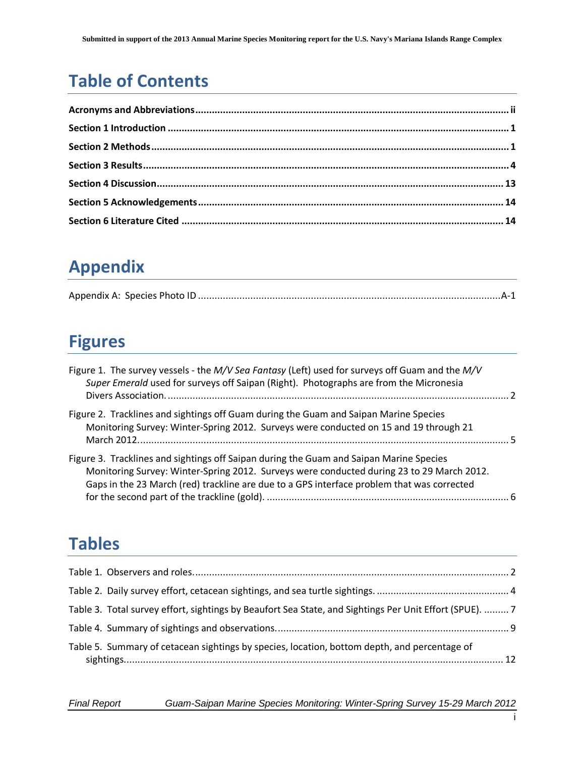# Table of Contents

**Acronyms and Abbreviations** ........ **ii**

**Section 1 Introduction** ........ **1**

**Section 2 Methods** ........ **1**

**Section 3 Results** ........ **4**

**Section 4 Discussion** ........ **13**

**Section 5 Acknowledgements** ........ **14**

**Section 6 Literature Cited** ........ **14**

# Appendix

Appendix A: Species Photo ID ........ A-1

# Figures

Figure 1. The survey vessels - the *M/V Sea Fantasy* (Left) used for surveys off Guam and the *M/V Super Emerald* used for surveys off Saipan (Right). Photographs are from the Micronesia Divers Association. ........ 2

Figure 2. Tracklines and sightings off Guam during the Guam and Saipan Marine Species Monitoring Survey: Winter-Spring 2012. Surveys were conducted on 15 and 19 through 21 March 2012. ........ 5

Figure 3. Tracklines and sightings off Saipan during the Guam and Saipan Marine Species Monitoring Survey: Winter-Spring 2012. Surveys were conducted during 23 to 29 March 2012. Gaps in the 23 March (red) trackline are due to a GPS interface problem that was corrected for the second part of the trackline (gold). ........ 6

# Tables

Table 1. Observers and roles. ........ 2

Table 2. Daily survey effort, cetacean sightings, and sea turtle sightings. ........ 4

Table 3. Total survey effort, sightings by Beaufort Sea State, and Sightings Per Unit Effort (SPUE). ........ 7

Table 4. Summary of sightings and observations. ........ 9

Table 5. Summary of cetacean sightings by species, location, bottom depth, and percentage of sightings. ........ 12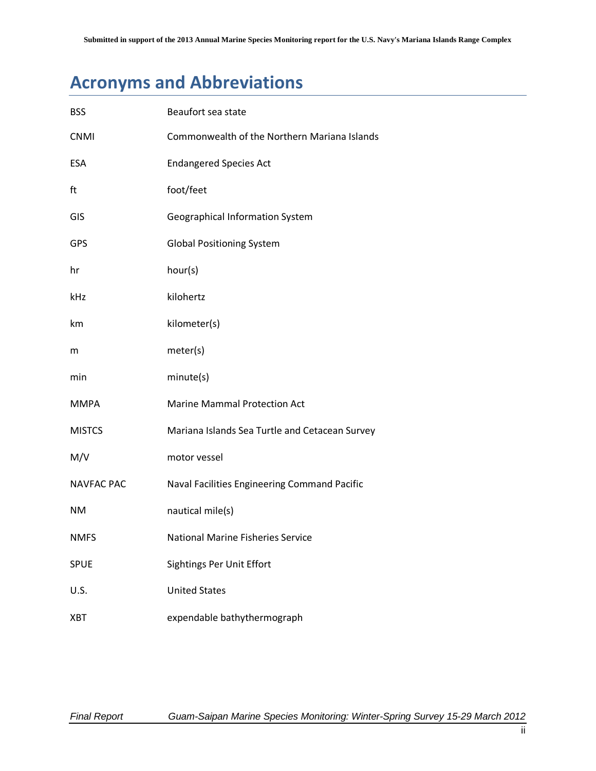# Acronyms and Abbreviations

| | |
|---|---|
| BSS | Beaufort sea state |
| CNMI | Commonwealth of the Northern Mariana Islands |
| ESA | Endangered Species Act |
| ft | foot/feet |
| GIS | Geographical Information System |
| GPS | Global Positioning System |
| hr | hour(s) |
| kHz | kilohertz |
| km | kilometer(s) |
| m | meter(s) |
| min | minute(s) |
| MMPA | Marine Mammal Protection Act |
| MISTCS | Mariana Islands Sea Turtle and Cetacean Survey |
| M/V | motor vessel |
| NAVFAC PAC | Naval Facilities Engineering Command Pacific |
| NM | nautical mile(s) |
| NMFS | National Marine Fisheries Service |
| SPUE | Sightings Per Unit Effort |
| U.S. | United States |
| XBT | expendable bathythermograph |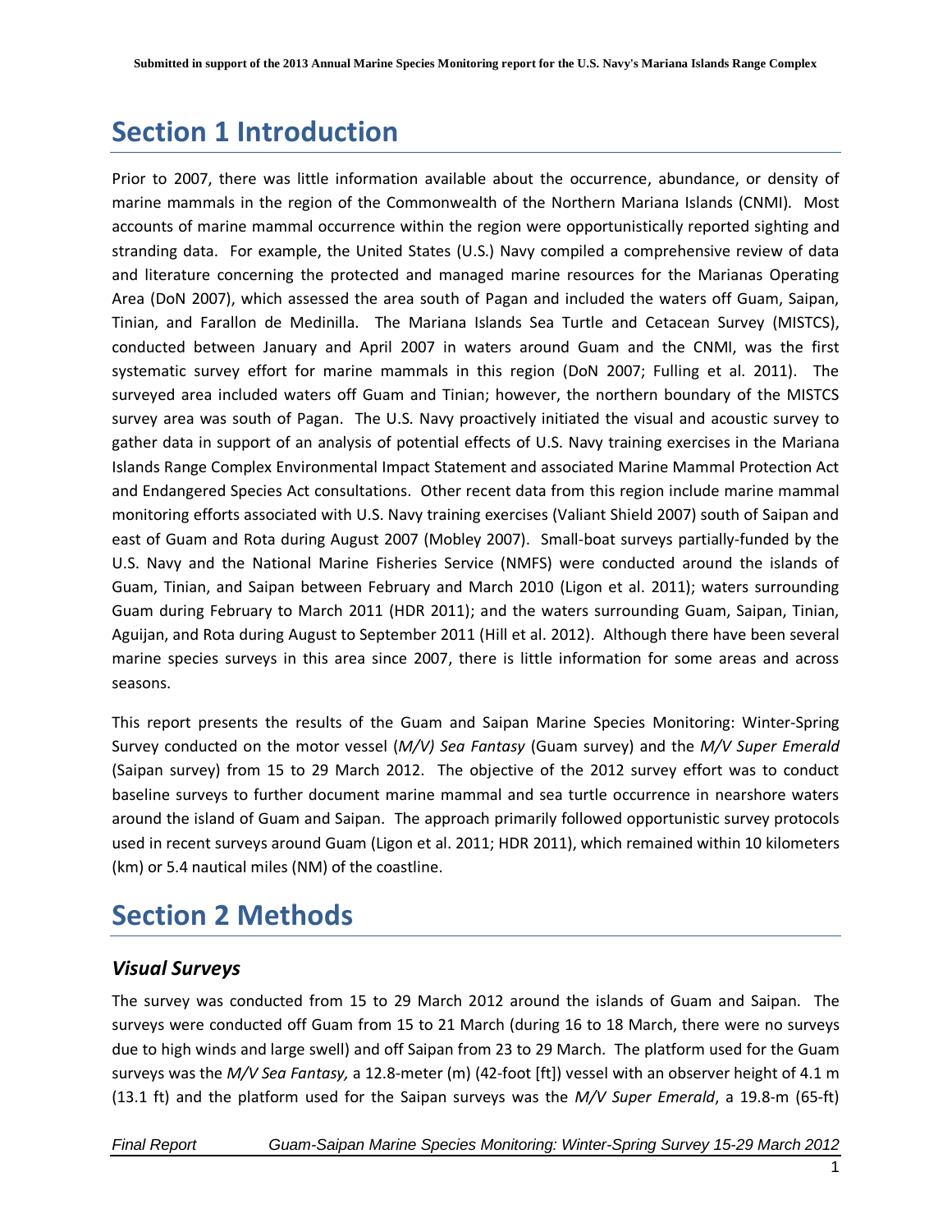# Section 1 Introduction

Prior to 2007, there was little information available about the occurrence, abundance, or density of marine mammals in the region of the Commonwealth of the Northern Mariana Islands (CNMI). Most accounts of marine mammal occurrence within the region were opportunistically reported sighting and stranding data. For example, the United States (U.S.) Navy compiled a comprehensive review of data and literature concerning the protected and managed marine resources for the Marianas Operating Area (DoN 2007), which assessed the area south of Pagan and included the waters off Guam, Saipan, Tinian, and Farallon de Medinilla. The Mariana Islands Sea Turtle and Cetacean Survey (MISTCS), conducted between January and April 2007 in waters around Guam and the CNMI, was the first systematic survey effort for marine mammals in this region (DoN 2007; Fulling et al. 2011). The surveyed area included waters off Guam and Tinian; however, the northern boundary of the MISTCS survey area was south of Pagan. The U.S. Navy proactively initiated the visual and acoustic survey to gather data in support of an analysis of potential effects of U.S. Navy training exercises in the Mariana Islands Range Complex Environmental Impact Statement and associated Marine Mammal Protection Act and Endangered Species Act consultations. Other recent data from this region include marine mammal monitoring efforts associated with U.S. Navy training exercises (Valiant Shield 2007) south of Saipan and east of Guam and Rota during August 2007 (Mobley 2007). Small-boat surveys partially-funded by the U.S. Navy and the National Marine Fisheries Service (NMFS) were conducted around the islands of Guam, Tinian, and Saipan between February and March 2010 (Ligon et al. 2011); waters surrounding Guam during February to March 2011 (HDR 2011); and the waters surrounding Guam, Saipan, Tinian, Aguijan, and Rota during August to September 2011 (Hill et al. 2012). Although there have been several marine species surveys in this area since 2007, there is little information for some areas and across seasons.

This report presents the results of the Guam and Saipan Marine Species Monitoring: Winter-Spring Survey conducted on the motor vessel (*M/V) Sea Fantasy* (Guam survey) and the *M/V Super Emerald* (Saipan survey) from 15 to 29 March 2012. The objective of the 2012 survey effort was to conduct baseline surveys to further document marine mammal and sea turtle occurrence in nearshore waters around the island of Guam and Saipan. The approach primarily followed opportunistic survey protocols used in recent surveys around Guam (Ligon et al. 2011; HDR 2011), which remained within 10 kilometers (km) or 5.4 nautical miles (NM) of the coastline.

# Section 2 Methods

## *Visual Surveys*

The survey was conducted from 15 to 29 March 2012 around the islands of Guam and Saipan. The surveys were conducted off Guam from 15 to 21 March (during 16 to 18 March, there were no surveys due to high winds and large swell) and off Saipan from 23 to 29 March. The platform used for the Guam surveys was the *M/V Sea Fantasy,* a 12.8-meter (m) (42-foot [ft]) vessel with an observer height of 4.1 m (13.1 ft) and the platform used for the Saipan surveys was the *M/V Super Emerald*, a 19.8-m (65-ft)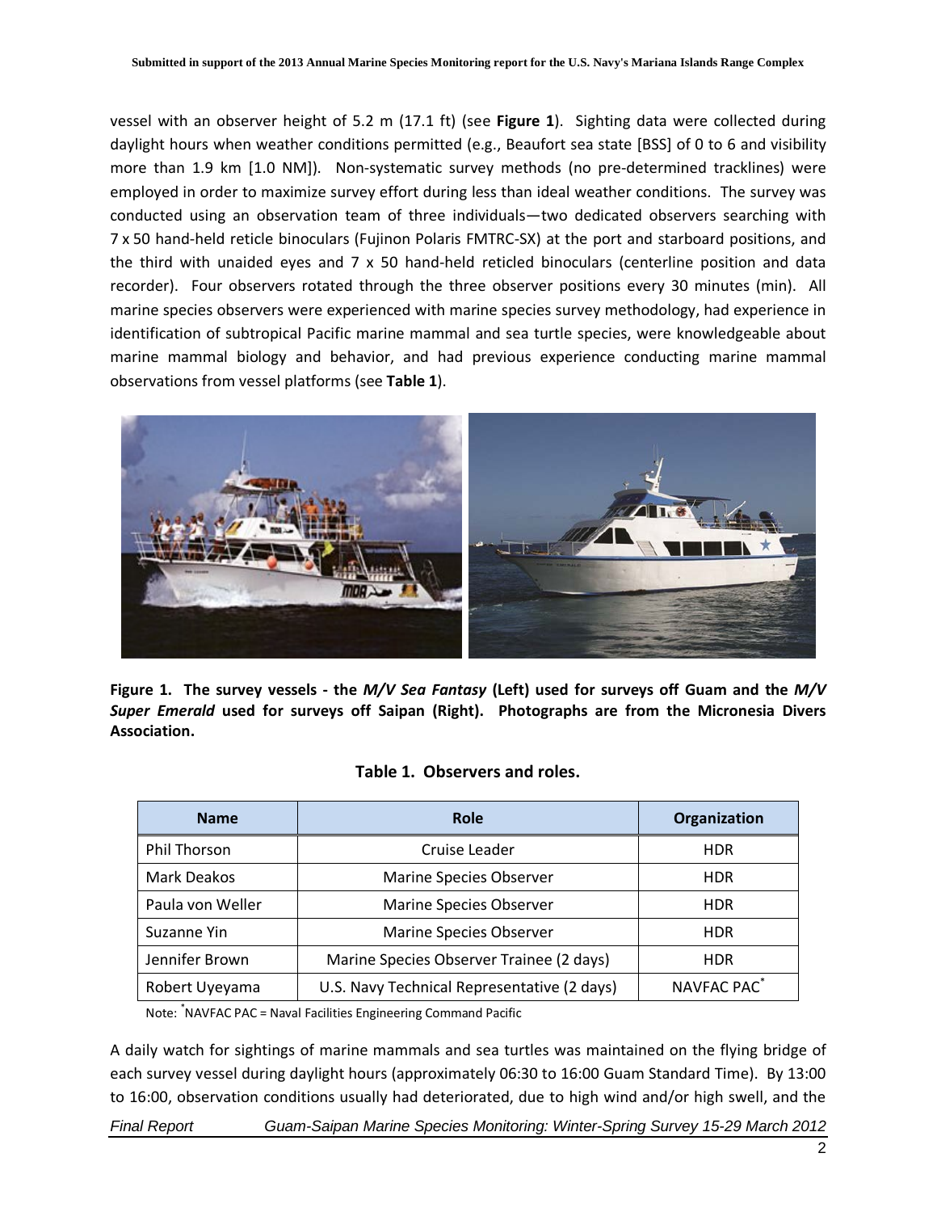vessel with an observer height of 5.2 m (17.1 ft) (see **Figure 1**). Sighting data were collected during daylight hours when weather conditions permitted (e.g., Beaufort sea state [BSS] of 0 to 6 and visibility more than 1.9 km [1.0 NM]). Non-systematic survey methods (no pre-determined tracklines) were employed in order to maximize survey effort during less than ideal weather conditions. The survey was conducted using an observation team of three individuals—two dedicated observers searching with 7 x 50 hand-held reticle binoculars (Fujinon Polaris FMTRC-SX) at the port and starboard positions, and the third with unaided eyes and 7 x 50 hand-held reticled binoculars (centerline position and data recorder). Four observers rotated through the three observer positions every 30 minutes (min). All marine species observers were experienced with marine species survey methodology, had experience in identification of subtropical Pacific marine mammal and sea turtle species, were knowledgeable about marine mammal biology and behavior, and had previous experience conducting marine mammal observations from vessel platforms (see **Table 1**).

**Figure 1. The survey vessels - the *M/V Sea Fantasy* (Left) used for surveys off Guam and the *M/V Super Emerald* used for surveys off Saipan (Right). Photographs are from the Micronesia Divers Association.**

**Table 1. Observers and roles.**

| Name | Role | Organization |
|---|---|---|
| Phil Thorson | Cruise Leader | HDR |
| Mark Deakos | Marine Species Observer | HDR |
| Paula von Weller | Marine Species Observer | HDR |
| Suzanne Yin | Marine Species Observer | HDR |
| Jennifer Brown | Marine Species Observer Trainee (2 days) | HDR |
| Robert Uyeyama | U.S. Navy Technical Representative (2 days) | NAVFAC PAC* |

Note: *NAVFAC PAC = Naval Facilities Engineering Command Pacific

A daily watch for sightings of marine mammals and sea turtles was maintained on the flying bridge of each survey vessel during daylight hours (approximately 06:30 to 16:00 Guam Standard Time). By 13:00 to 16:00, observation conditions usually had deteriorated, due to high wind and/or high swell, and the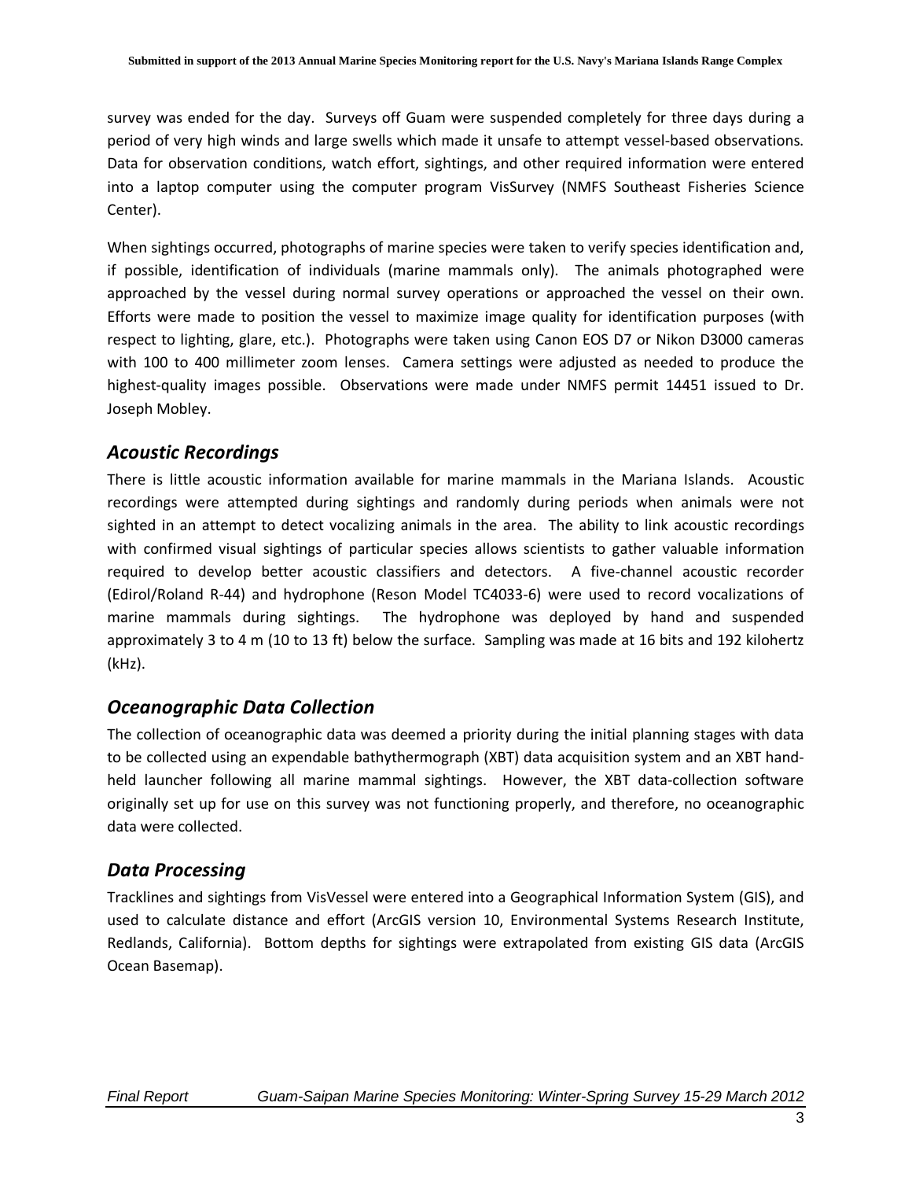survey was ended for the day. Surveys off Guam were suspended completely for three days during a period of very high winds and large swells which made it unsafe to attempt vessel-based observations. Data for observation conditions, watch effort, sightings, and other required information were entered into a laptop computer using the computer program VisSurvey (NMFS Southeast Fisheries Science Center).

When sightings occurred, photographs of marine species were taken to verify species identification and, if possible, identification of individuals (marine mammals only). The animals photographed were approached by the vessel during normal survey operations or approached the vessel on their own. Efforts were made to position the vessel to maximize image quality for identification purposes (with respect to lighting, glare, etc.). Photographs were taken using Canon EOS D7 or Nikon D3000 cameras with 100 to 400 millimeter zoom lenses. Camera settings were adjusted as needed to produce the highest-quality images possible. Observations were made under NMFS permit 14451 issued to Dr. Joseph Mobley.

## *Acoustic Recordings*

There is little acoustic information available for marine mammals in the Mariana Islands. Acoustic recordings were attempted during sightings and randomly during periods when animals were not sighted in an attempt to detect vocalizing animals in the area. The ability to link acoustic recordings with confirmed visual sightings of particular species allows scientists to gather valuable information required to develop better acoustic classifiers and detectors. A five-channel acoustic recorder (Edirol/Roland R-44) and hydrophone (Reson Model TC4033-6) were used to record vocalizations of marine mammals during sightings. The hydrophone was deployed by hand and suspended approximately 3 to 4 m (10 to 13 ft) below the surface. Sampling was made at 16 bits and 192 kilohertz (kHz).

## *Oceanographic Data Collection*

The collection of oceanographic data was deemed a priority during the initial planning stages with data to be collected using an expendable bathythermograph (XBT) data acquisition system and an XBT hand-held launcher following all marine mammal sightings. However, the XBT data-collection software originally set up for use on this survey was not functioning properly, and therefore, no oceanographic data were collected.

## *Data Processing*

Tracklines and sightings from VisVessel were entered into a Geographical Information System (GIS), and used to calculate distance and effort (ArcGIS version 10, Environmental Systems Research Institute, Redlands, California). Bottom depths for sightings were extrapolated from existing GIS data (ArcGIS Ocean Basemap).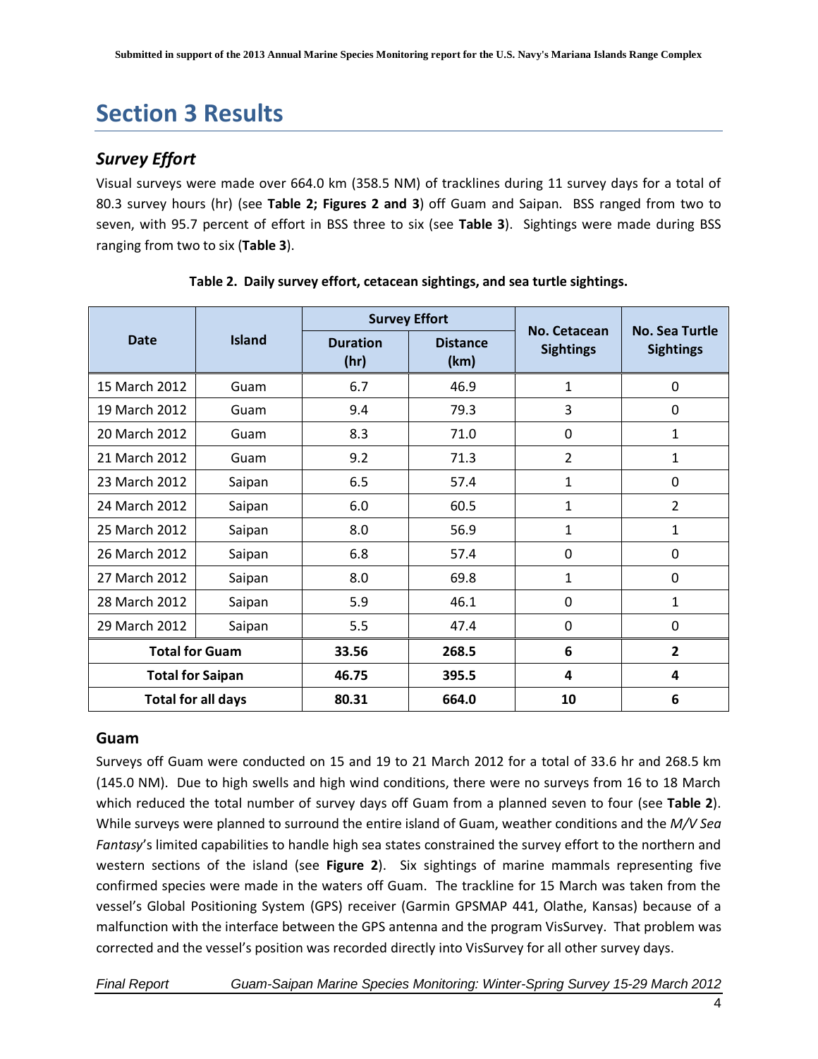# Section 3 Results

## *Survey Effort*

Visual surveys were made over 664.0 km (358.5 NM) of tracklines during 11 survey days for a total of 80.3 survey hours (hr) (see **Table 2; Figures 2 and 3**) off Guam and Saipan. BSS ranged from two to seven, with 95.7 percent of effort in BSS three to six (see **Table 3**). Sightings were made during BSS ranging from two to six (**Table 3**).

**Table 2. Daily survey effort, cetacean sightings, and sea turtle sightings.**

| Date | Island | Survey Effort | | No. Cetacean Sightings | No. Sea Turtle Sightings |
|---|---|---|---|---|---|
| | | Duration (hr) | Distance (km) | | |
| 15 March 2012 | Guam | 6.7 | 46.9 | 1 | 0 |
| 19 March 2012 | Guam | 9.4 | 79.3 | 3 | 0 |
| 20 March 2012 | Guam | 8.3 | 71.0 | 0 | 1 |
| 21 March 2012 | Guam | 9.2 | 71.3 | 2 | 1 |
| 23 March 2012 | Saipan | 6.5 | 57.4 | 1 | 0 |
| 24 March 2012 | Saipan | 6.0 | 60.5 | 1 | 2 |
| 25 March 2012 | Saipan | 8.0 | 56.9 | 1 | 1 |
| 26 March 2012 | Saipan | 6.8 | 57.4 | 0 | 0 |
| 27 March 2012 | Saipan | 8.0 | 69.8 | 1 | 0 |
| 28 March 2012 | Saipan | 5.9 | 46.1 | 0 | 1 |
| 29 March 2012 | Saipan | 5.5 | 47.4 | 0 | 0 |
| **Total for Guam** | | **33.56** | **268.5** | **6** | **2** |
| **Total for Saipan** | | **46.75** | **395.5** | **4** | **4** |
| **Total for all days** | | **80.31** | **664.0** | **10** | **6** |

### Guam

Surveys off Guam were conducted on 15 and 19 to 21 March 2012 for a total of 33.6 hr and 268.5 km (145.0 NM). Due to high swells and high wind conditions, there were no surveys from 16 to 18 March which reduced the total number of survey days off Guam from a planned seven to four (see **Table 2**). While surveys were planned to surround the entire island of Guam, weather conditions and the *M/V Sea Fantasy*'s limited capabilities to handle high sea states constrained the survey effort to the northern and western sections of the island (see **Figure 2**). Six sightings of marine mammals representing five confirmed species were made in the waters off Guam. The trackline for 15 March was taken from the vessel's Global Positioning System (GPS) receiver (Garmin GPSMAP 441, Olathe, Kansas) because of a malfunction with the interface between the GPS antenna and the program VisSurvey. That problem was corrected and the vessel's position was recorded directly into VisSurvey for all other survey days.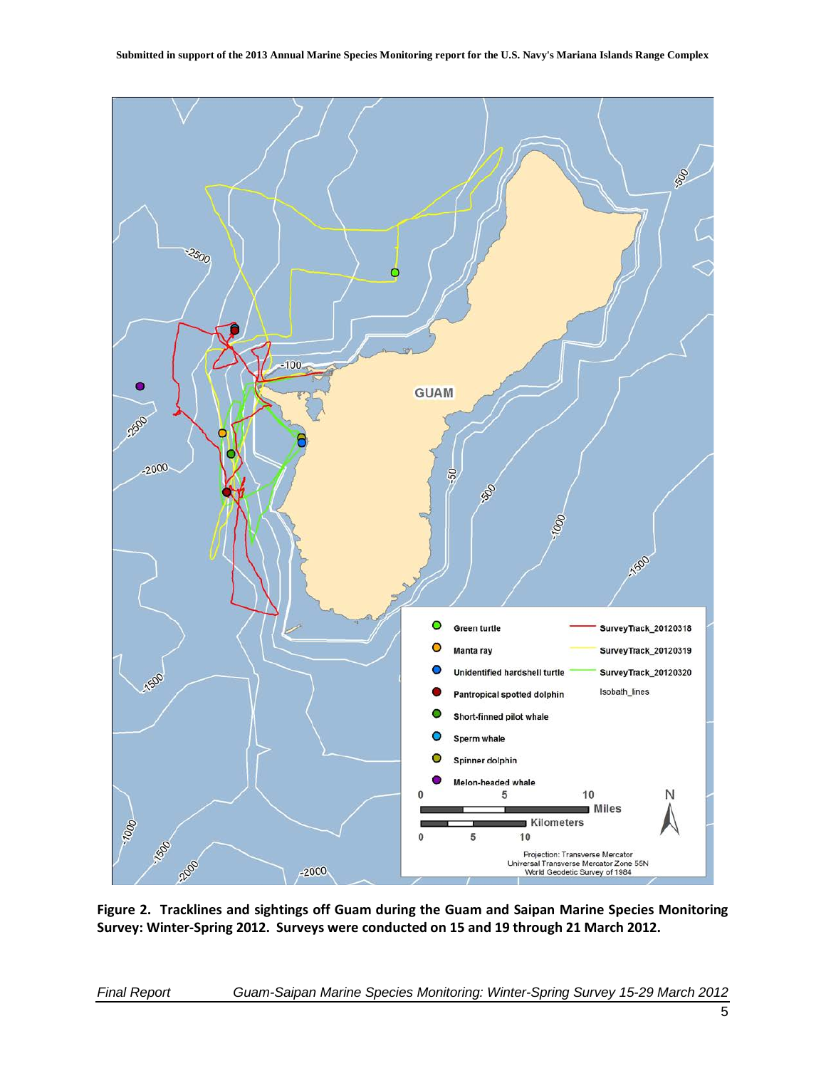**Figure 2. Tracklines and sightings off Guam during the Guam and Saipan Marine Species Monitoring Survey: Winter-Spring 2012. Surveys were conducted on 15 and 19 through 21 March 2012.**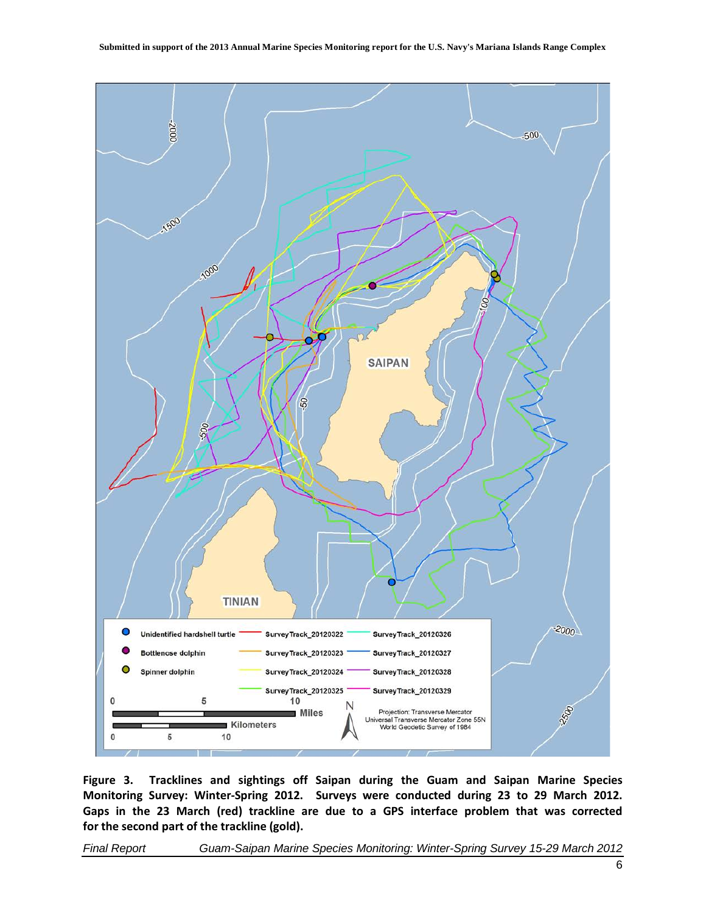**Figure 3. Tracklines and sightings off Saipan during the Guam and Saipan Marine Species Monitoring Survey: Winter-Spring 2012. Surveys were conducted during 23 to 29 March 2012. Gaps in the 23 March (red) trackline are due to a GPS interface problem that was corrected for the second part of the trackline (gold).**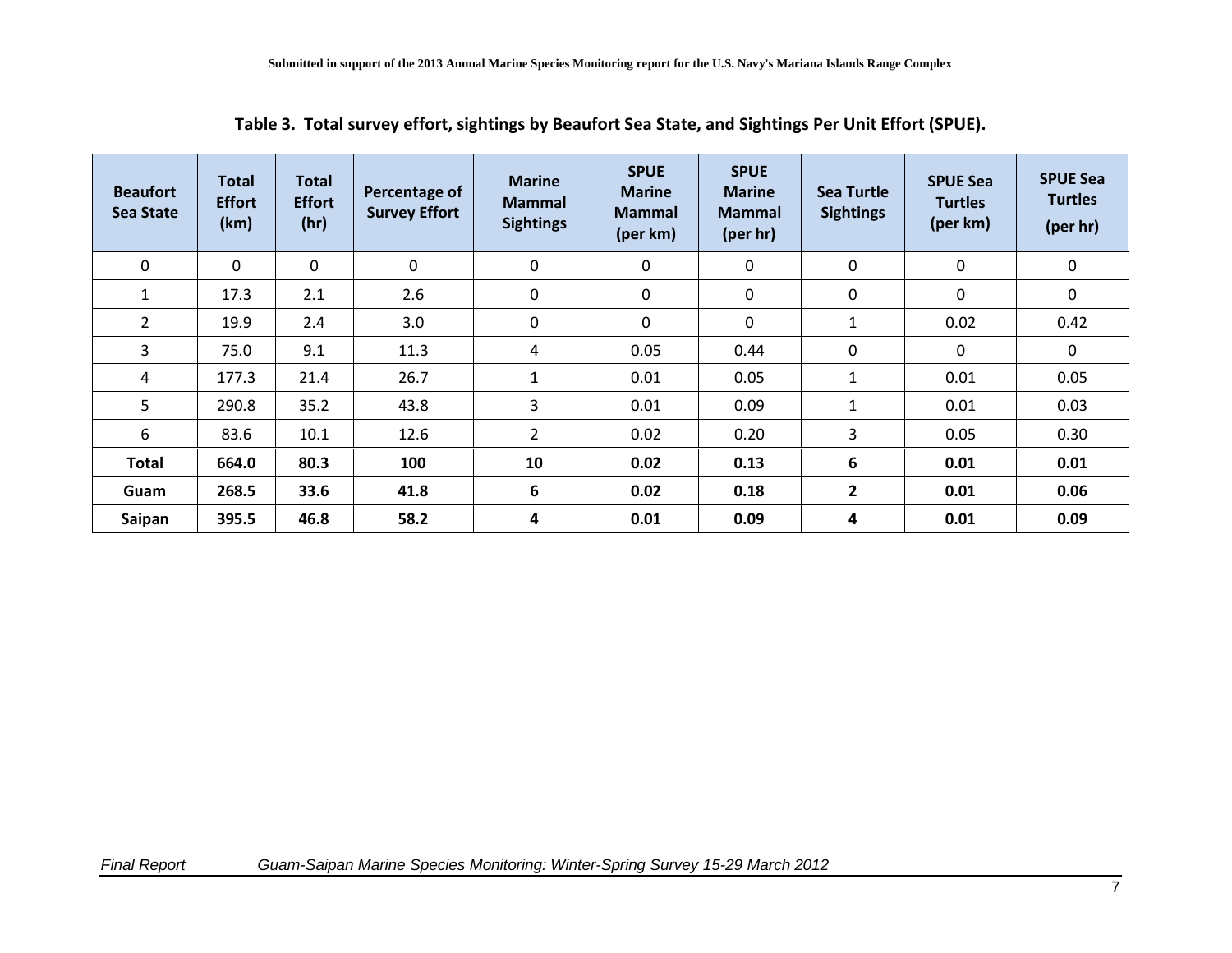**Table 3. Total survey effort, sightings by Beaufort Sea State, and Sightings Per Unit Effort (SPUE).**

| Beaufort Sea State | Total Effort (km) | Total Effort (hr) | Percentage of Survey Effort | Marine Mammal Sightings | SPUE Marine Mammal (per km) | SPUE Marine Mammal (per hr) | Sea Turtle Sightings | SPUE Sea Turtles (per km) | SPUE Sea Turtles (per hr) |
|---|---|---|---|---|---|---|---|---|---|
| 0 | 0 | 0 | 0 | 0 | 0 | 0 | 0 | 0 | 0 |
| 1 | 17.3 | 2.1 | 2.6 | 0 | 0 | 0 | 0 | 0 | 0 |
| 2 | 19.9 | 2.4 | 3.0 | 0 | 0 | 0 | 1 | 0.02 | 0.42 |
| 3 | 75.0 | 9.1 | 11.3 | 4 | 0.05 | 0.44 | 0 | 0 | 0 |
| 4 | 177.3 | 21.4 | 26.7 | 1 | 0.01 | 0.05 | 1 | 0.01 | 0.05 |
| 5 | 290.8 | 35.2 | 43.8 | 3 | 0.01 | 0.09 | 1 | 0.01 | 0.03 |
| 6 | 83.6 | 10.1 | 12.6 | 2 | 0.02 | 0.20 | 3 | 0.05 | 0.30 |
| **Total** | **664.0** | **80.3** | **100** | **10** | **0.02** | **0.13** | **6** | **0.01** | **0.01** |
| **Guam** | **268.5** | **33.6** | **41.8** | **6** | **0.02** | **0.18** | **2** | **0.01** | **0.06** |
| **Saipan** | **395.5** | **46.8** | **58.2** | **4** | **0.01** | **0.09** | **4** | **0.01** | **0.09** |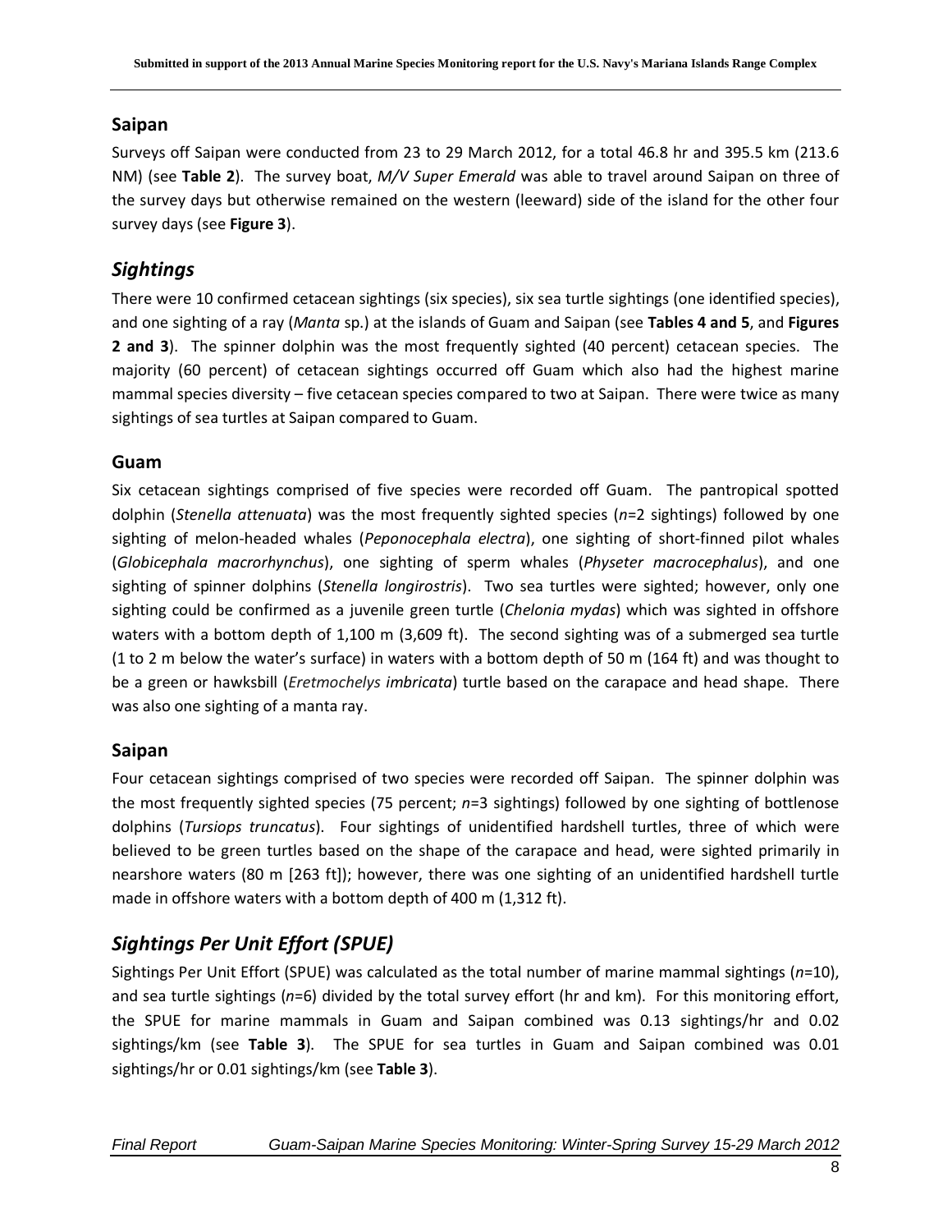## Saipan

Surveys off Saipan were conducted from 23 to 29 March 2012, for a total 46.8 hr and 395.5 km (213.6 NM) (see **Table 2**). The survey boat, *M/V Super Emerald* was able to travel around Saipan on three of the survey days but otherwise remained on the western (leeward) side of the island for the other four survey days (see **Figure 3**).

# *Sightings*

There were 10 confirmed cetacean sightings (six species), six sea turtle sightings (one identified species), and one sighting of a ray (*Manta* sp.) at the islands of Guam and Saipan (see **Tables 4 and 5**, and **Figures 2 and 3**). The spinner dolphin was the most frequently sighted (40 percent) cetacean species. The majority (60 percent) of cetacean sightings occurred off Guam which also had the highest marine mammal species diversity – five cetacean species compared to two at Saipan. There were twice as many sightings of sea turtles at Saipan compared to Guam.

## Guam

Six cetacean sightings comprised of five species were recorded off Guam. The pantropical spotted dolphin (*Stenella attenuata*) was the most frequently sighted species (*n*=2 sightings) followed by one sighting of melon-headed whales (*Peponocephala electra*), one sighting of short-finned pilot whales (*Globicephala macrorhynchus*), one sighting of sperm whales (*Physeter macrocephalus*), and one sighting of spinner dolphins (*Stenella longirostris*). Two sea turtles were sighted; however, only one sighting could be confirmed as a juvenile green turtle (*Chelonia mydas*) which was sighted in offshore waters with a bottom depth of 1,100 m (3,609 ft). The second sighting was of a submerged sea turtle (1 to 2 m below the water's surface) in waters with a bottom depth of 50 m (164 ft) and was thought to be a green or hawksbill (*Eretmochelys imbricata*) turtle based on the carapace and head shape. There was also one sighting of a manta ray.

## Saipan

Four cetacean sightings comprised of two species were recorded off Saipan. The spinner dolphin was the most frequently sighted species (75 percent; *n*=3 sightings) followed by one sighting of bottlenose dolphins (*Tursiops truncatus*). Four sightings of unidentified hardshell turtles, three of which were believed to be green turtles based on the shape of the carapace and head, were sighted primarily in nearshore waters (80 m [263 ft]); however, there was one sighting of an unidentified hardshell turtle made in offshore waters with a bottom depth of 400 m (1,312 ft).

# *Sightings Per Unit Effort (SPUE)*

Sightings Per Unit Effort (SPUE) was calculated as the total number of marine mammal sightings (*n*=10), and sea turtle sightings (*n*=6) divided by the total survey effort (hr and km). For this monitoring effort, the SPUE for marine mammals in Guam and Saipan combined was 0.13 sightings/hr and 0.02 sightings/km (see **Table 3**). The SPUE for sea turtles in Guam and Saipan combined was 0.01 sightings/hr or 0.01 sightings/km (see **Table 3**).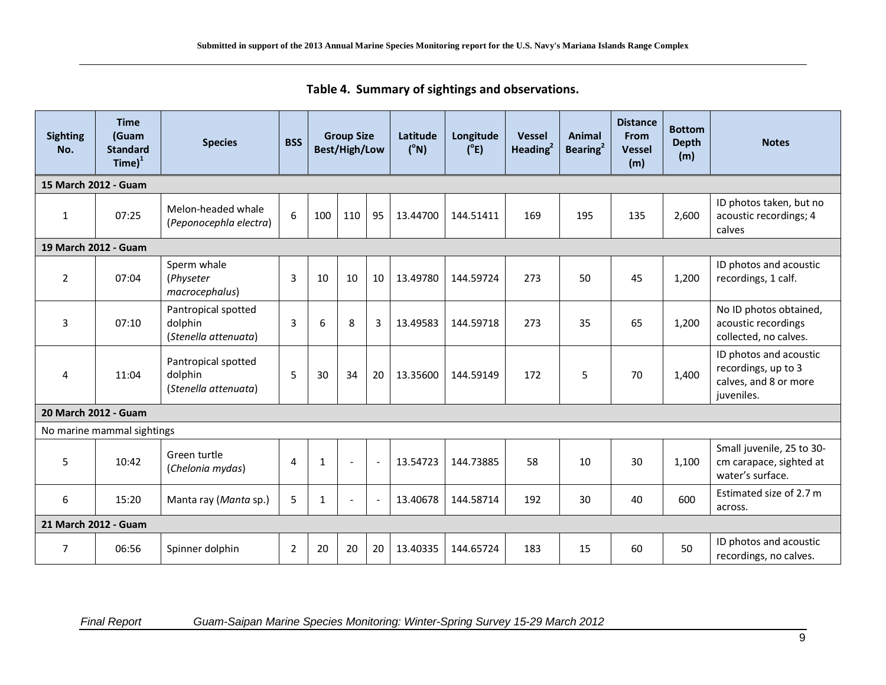## Table 4. Summary of sightings and observations.

| Sighting No. | Time (Guam Standard Time)[1] | Species | BSS | Group Size Best/High/Low | | | Latitude (°N) | Longitude (°E) | Vessel Heading[2] | Animal Bearing[2] | Distance From Vessel (m) | Bottom Depth (m) | Notes |
|---|---|---|---|---|---|---|---|---|---|---|---|---|---|
| **15 March 2012 - Guam** | | | | | | | | | | | | | |
| 1 | 07:25 | Melon-headed whale (*Peponocephla electra*) | 6 | 100 | 110 | 95 | 13.44700 | 144.51411 | 169 | 195 | 135 | 2,600 | ID photos taken, but no acoustic recordings; 4 calves |
| **19 March 2012 - Guam** | | | | | | | | | | | | | |
| 2 | 07:04 | Sperm whale (*Physeter macrocephalus*) | 3 | 10 | 10 | 10 | 13.49780 | 144.59724 | 273 | 50 | 45 | 1,200 | ID photos and acoustic recordings, 1 calf. |
| 3 | 07:10 | Pantropical spotted dolphin (*Stenella attenuata*) | 3 | 6 | 8 | 3 | 13.49583 | 144.59718 | 273 | 35 | 65 | 1,200 | No ID photos obtained, acoustic recordings collected, no calves. |
| 4 | 11:04 | Pantropical spotted dolphin (*Stenella attenuata*) | 5 | 30 | 34 | 20 | 13.35600 | 144.59149 | 172 | 5 | 70 | 1,400 | ID photos and acoustic recordings, up to 3 calves, and 8 or more juveniles. |
| **20 March 2012 - Guam** | | | | | | | | | | | | | |
| No marine mammal sightings | | | | | | | | | | | | | |
| 5 | 10:42 | Green turtle (*Chelonia mydas*) | 4 | 1 | - | - | 13.54723 | 144.73885 | 58 | 10 | 30 | 1,100 | Small juvenile, 25 to 30-cm carapace, sighted at water's surface. |
| 6 | 15:20 | Manta ray (*Manta* sp.) | 5 | 1 | - | - | 13.40678 | 144.58714 | 192 | 30 | 40 | 600 | Estimated size of 2.7 m across. |
| **21 March 2012 - Guam** | | | | | | | | | | | | | |
| 7 | 06:56 | Spinner dolphin | 2 | 20 | 20 | 20 | 13.40335 | 144.65724 | 183 | 15 | 60 | 50 | ID photos and acoustic recordings, no calves. |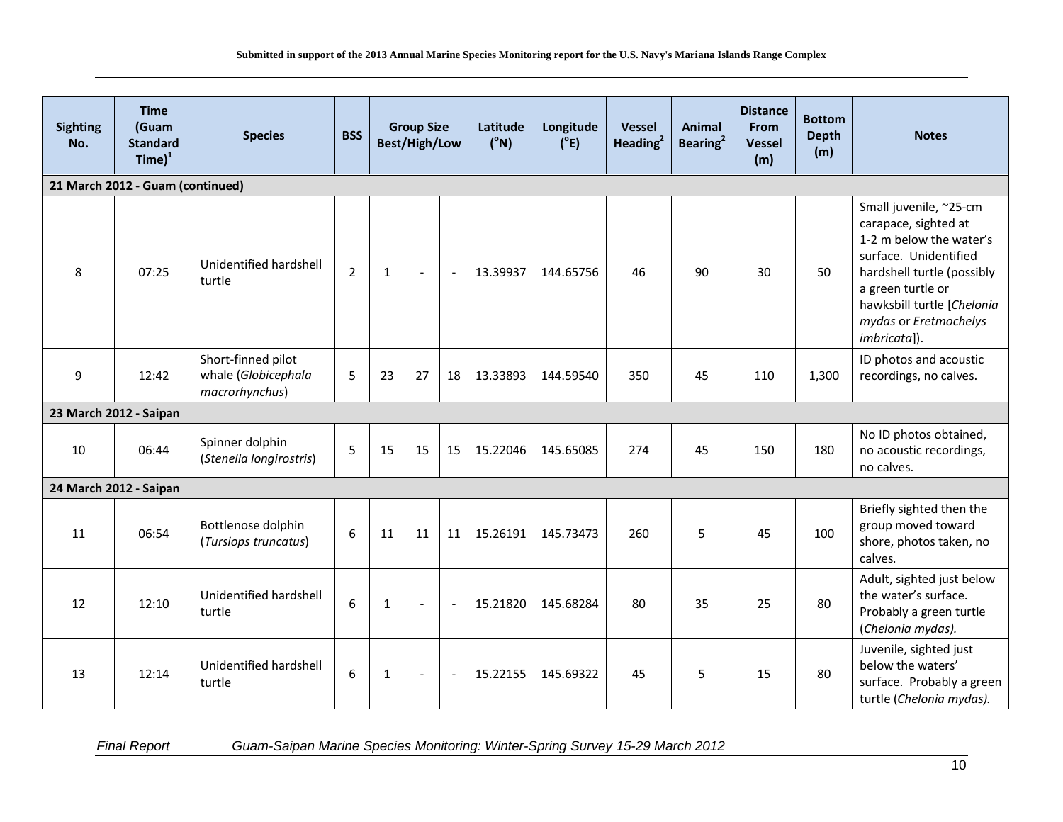| Sighting No. | Time (Guam Standard Time)[1] | Species | BSS | Group Size Best/High/Low | | | Latitude (°N) | Longitude (°E) | Vessel Heading[2] | Animal Bearing[2] | Distance From Vessel (m) | Bottom Depth (m) | Notes |
|---|---|---|---|---|---|---|---|---|---|---|---|---|---|
| **21 March 2012 - Guam (continued)** | | | | | | | | | | | | | |
| 8 | 07:25 | Unidentified hardshell turtle | 2 | 1 | - | - | 13.39937 | 144.65756 | 46 | 90 | 30 | 50 | Small juvenile, ~25-cm carapace, sighted at 1-2 m below the water's surface. Unidentified hardshell turtle (possibly a green turtle or hawksbill turtle [*Chelonia mydas* or *Eretmochelys imbricata*]). |
| 9 | 12:42 | Short-finned pilot whale (*Globicephala macrorhynchus*) | 5 | 23 | 27 | 18 | 13.33893 | 144.59540 | 350 | 45 | 110 | 1,300 | ID photos and acoustic recordings, no calves. |
| **23 March 2012 - Saipan** | | | | | | | | | | | | | |
| 10 | 06:44 | Spinner dolphin (*Stenella longirostris*) | 5 | 15 | 15 | 15 | 15.22046 | 145.65085 | 274 | 45 | 150 | 180 | No ID photos obtained, no acoustic recordings, no calves. |
| **24 March 2012 - Saipan** | | | | | | | | | | | | | |
| 11 | 06:54 | Bottlenose dolphin (*Tursiops truncatus*) | 6 | 11 | 11 | 11 | 15.26191 | 145.73473 | 260 | 5 | 45 | 100 | Briefly sighted then the group moved toward shore, photos taken, no calves. |
| 12 | 12:10 | Unidentified hardshell turtle | 6 | 1 | - | - | 15.21820 | 145.68284 | 80 | 35 | 25 | 80 | Adult, sighted just below the water's surface. Probably a green turtle (*Chelonia mydas).* |
| 13 | 12:14 | Unidentified hardshell turtle | 6 | 1 | - | - | 15.22155 | 145.69322 | 45 | 5 | 15 | 80 | Juvenile, sighted just below the waters' surface. Probably a green turtle (*Chelonia mydas).* |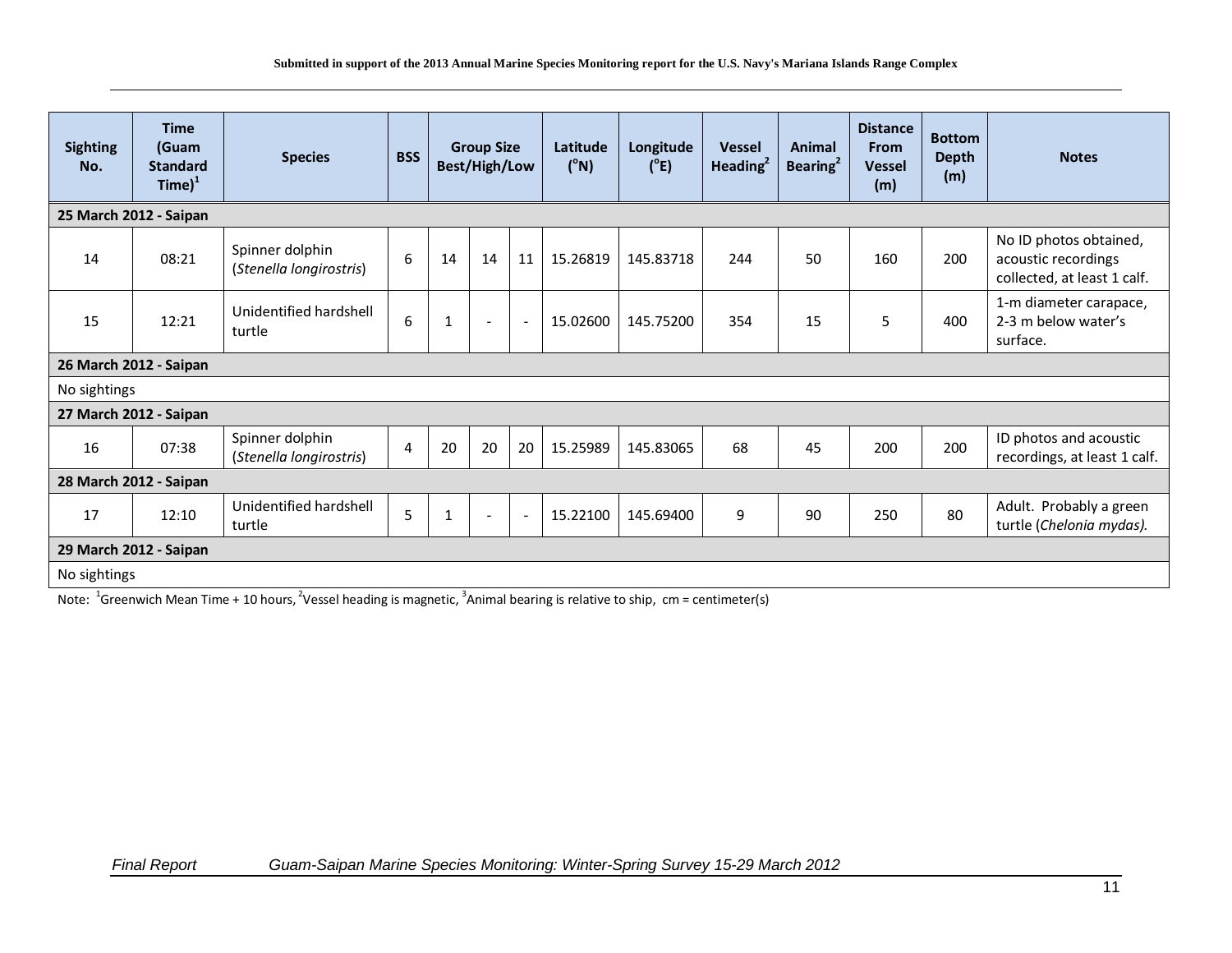| Sighting No. | Time (Guam Standard Time)[1] | Species | BSS | Group Size Best/High/Low | | | Latitude (°N) | Longitude (°E) | Vessel Heading[2] | Animal Bearing[2] | Distance From Vessel (m) | Bottom Depth (m) | Notes |
|---|---|---|---|---|---|---|---|---|---|---|---|---|---|
| **25 March 2012 - Saipan** | | | | | | | | | | | | | |
| 14 | 08:21 | Spinner dolphin (*Stenella longirostris*) | 6 | 14 | 14 | 11 | 15.26819 | 145.83718 | 244 | 50 | 160 | 200 | No ID photos obtained, acoustic recordings collected, at least 1 calf. |
| 15 | 12:21 | Unidentified hardshell turtle | 6 | 1 | - | - | 15.02600 | 145.75200 | 354 | 15 | 5 | 400 | 1-m diameter carapace, 2-3 m below water's surface. |
| **26 March 2012 - Saipan** | | | | | | | | | | | | | |
| No sightings | | | | | | | | | | | | | |
| **27 March 2012 - Saipan** | | | | | | | | | | | | | |
| 16 | 07:38 | Spinner dolphin (*Stenella longirostris*) | 4 | 20 | 20 | 20 | 15.25989 | 145.83065 | 68 | 45 | 200 | 200 | ID photos and acoustic recordings, at least 1 calf. |
| **28 March 2012 - Saipan** | | | | | | | | | | | | | |
| 17 | 12:10 | Unidentified hardshell turtle | 5 | 1 | - | - | 15.22100 | 145.69400 | 9 | 90 | 250 | 80 | Adult. Probably a green turtle (*Chelonia mydas).* |
| **29 March 2012 - Saipan** | | | | | | | | | | | | | |
| No sightings | | | | | | | | | | | | | |

Note: [1]Greenwich Mean Time + 10 hours, [2]Vessel heading is magnetic, [3]Animal bearing is relative to ship, cm = centimeter(s)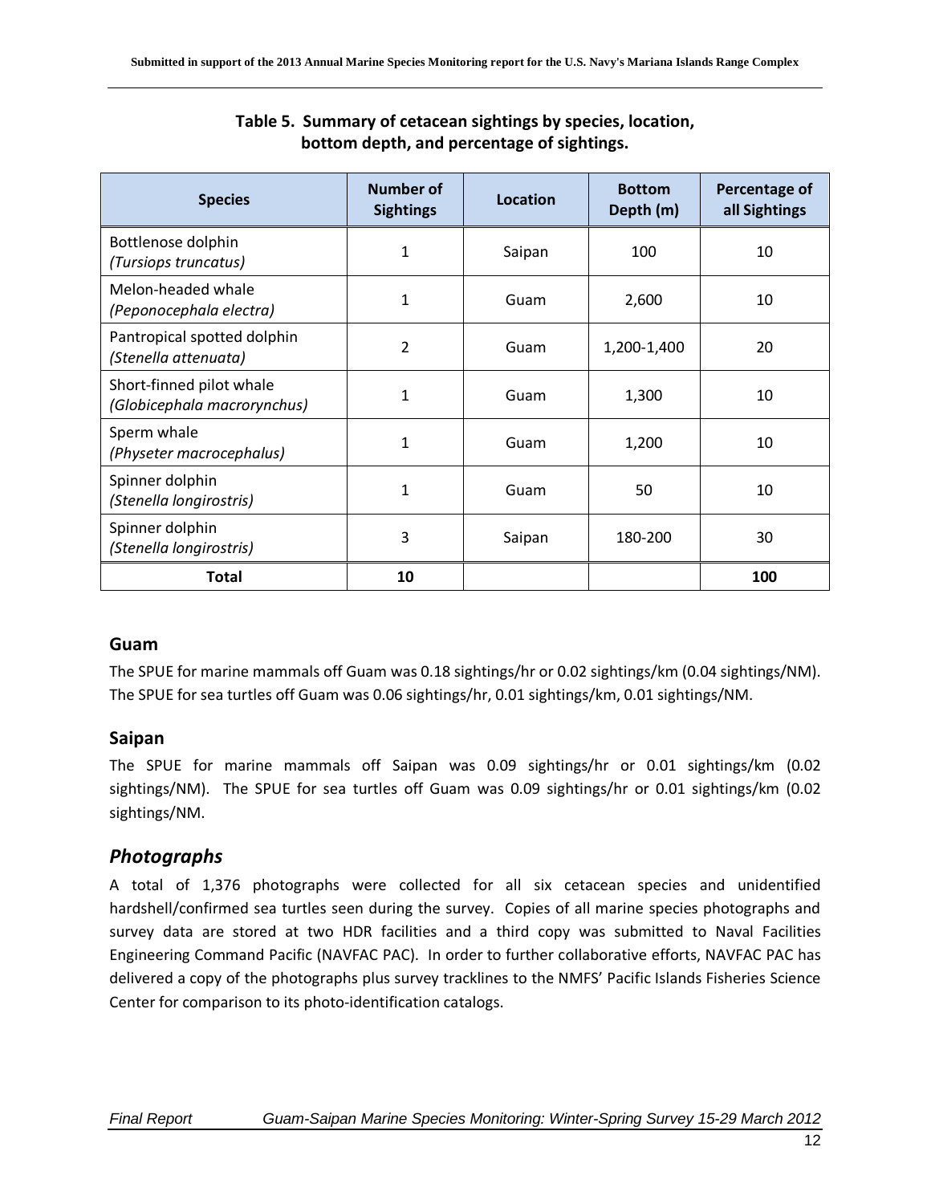**Table 5. Summary of cetacean sightings by species, location, bottom depth, and percentage of sightings.**

| Species | Number of Sightings | Location | Bottom Depth (m) | Percentage of all Sightings |
|---|---|---|---|---|
| Bottlenose dolphin *(Tursiops truncatus)* | 1 | Saipan | 100 | 10 |
| Melon-headed whale *(Peponocephala electra)* | 1 | Guam | 2,600 | 10 |
| Pantropical spotted dolphin *(Stenella attenuata)* | 2 | Guam | 1,200-1,400 | 20 |
| Short-finned pilot whale *(Globicephala macrorynchus)* | 1 | Guam | 1,300 | 10 |
| Sperm whale *(Physeter macrocephalus)* | 1 | Guam | 1,200 | 10 |
| Spinner dolphin *(Stenella longirostris)* | 1 | Guam | 50 | 10 |
| Spinner dolphin *(Stenella longirostris)* | 3 | Saipan | 180-200 | 30 |
| **Total** | **10** | | | **100** |

## Guam

The SPUE for marine mammals off Guam was 0.18 sightings/hr or 0.02 sightings/km (0.04 sightings/NM). The SPUE for sea turtles off Guam was 0.06 sightings/hr, 0.01 sightings/km, 0.01 sightings/NM.

## Saipan

The SPUE for marine mammals off Saipan was 0.09 sightings/hr or 0.01 sightings/km (0.02 sightings/NM). The SPUE for sea turtles off Guam was 0.09 sightings/hr or 0.01 sightings/km (0.02 sightings/NM.

## *Photographs*

A total of 1,376 photographs were collected for all six cetacean species and unidentified hardshell/confirmed sea turtles seen during the survey. Copies of all marine species photographs and survey data are stored at two HDR facilities and a third copy was submitted to Naval Facilities Engineering Command Pacific (NAVFAC PAC). In order to further collaborative efforts, NAVFAC PAC has delivered a copy of the photographs plus survey tracklines to the NMFS' Pacific Islands Fisheries Science Center for comparison to its photo-identification catalogs.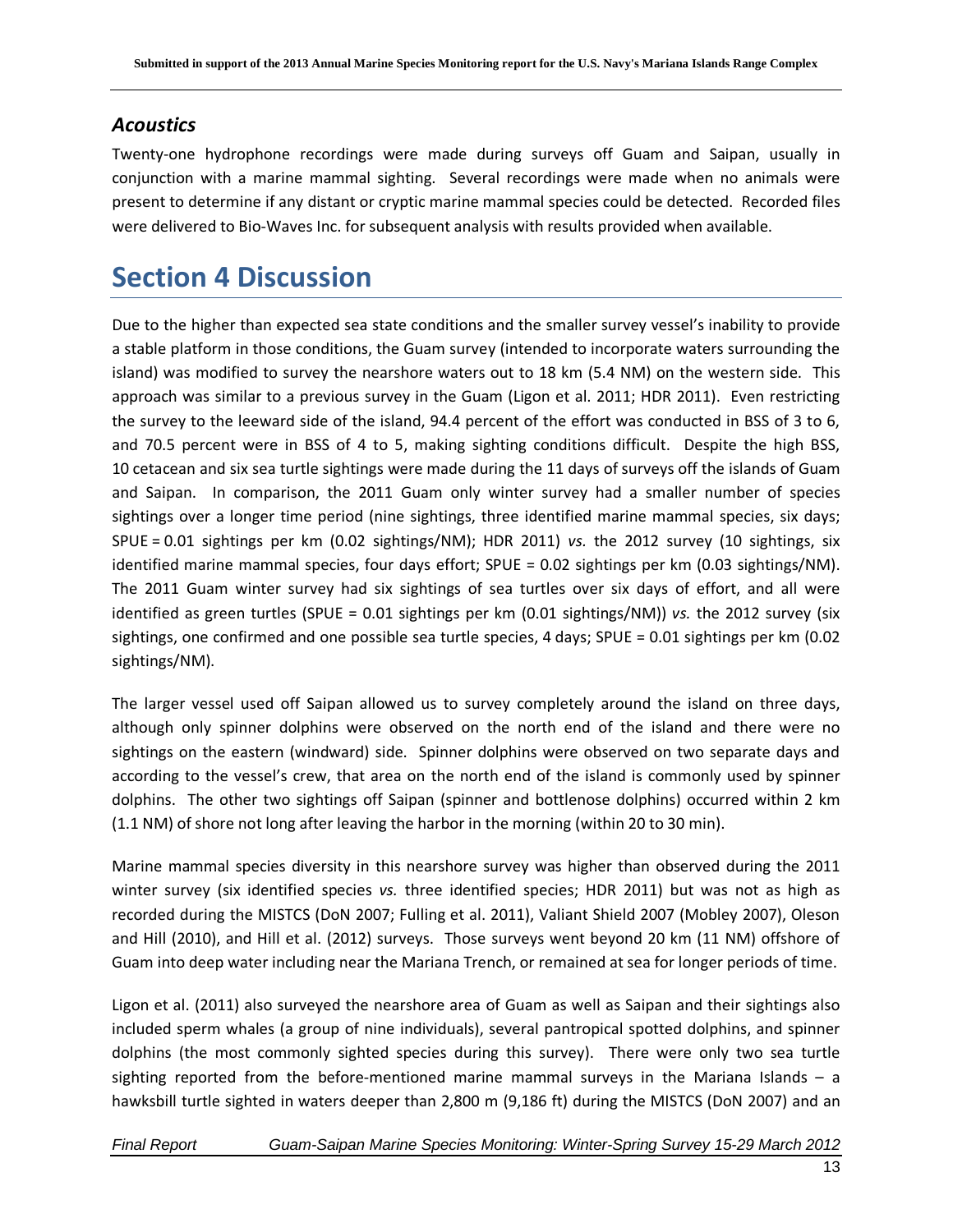### *Acoustics*

Twenty-one hydrophone recordings were made during surveys off Guam and Saipan, usually in conjunction with a marine mammal sighting. Several recordings were made when no animals were present to determine if any distant or cryptic marine mammal species could be detected. Recorded files were delivered to Bio-Waves Inc. for subsequent analysis with results provided when available.

# Section 4 Discussion

Due to the higher than expected sea state conditions and the smaller survey vessel's inability to provide a stable platform in those conditions, the Guam survey (intended to incorporate waters surrounding the island) was modified to survey the nearshore waters out to 18 km (5.4 NM) on the western side. This approach was similar to a previous survey in the Guam (Ligon et al. 2011; HDR 2011). Even restricting the survey to the leeward side of the island, 94.4 percent of the effort was conducted in BSS of 3 to 6, and 70.5 percent were in BSS of 4 to 5, making sighting conditions difficult. Despite the high BSS, 10 cetacean and six sea turtle sightings were made during the 11 days of surveys off the islands of Guam and Saipan. In comparison, the 2011 Guam only winter survey had a smaller number of species sightings over a longer time period (nine sightings, three identified marine mammal species, six days; SPUE = 0.01 sightings per km (0.02 sightings/NM); HDR 2011) *vs.* the 2012 survey (10 sightings, six identified marine mammal species, four days effort; SPUE = 0.02 sightings per km (0.03 sightings/NM). The 2011 Guam winter survey had six sightings of sea turtles over six days of effort, and all were identified as green turtles (SPUE = 0.01 sightings per km (0.01 sightings/NM)) *vs.* the 2012 survey (six sightings, one confirmed and one possible sea turtle species, 4 days; SPUE = 0.01 sightings per km (0.02 sightings/NM).

The larger vessel used off Saipan allowed us to survey completely around the island on three days, although only spinner dolphins were observed on the north end of the island and there were no sightings on the eastern (windward) side. Spinner dolphins were observed on two separate days and according to the vessel's crew, that area on the north end of the island is commonly used by spinner dolphins. The other two sightings off Saipan (spinner and bottlenose dolphins) occurred within 2 km (1.1 NM) of shore not long after leaving the harbor in the morning (within 20 to 30 min).

Marine mammal species diversity in this nearshore survey was higher than observed during the 2011 winter survey (six identified species *vs.* three identified species; HDR 2011) but was not as high as recorded during the MISTCS (DoN 2007; Fulling et al. 2011), Valiant Shield 2007 (Mobley 2007), Oleson and Hill (2010), and Hill et al. (2012) surveys. Those surveys went beyond 20 km (11 NM) offshore of Guam into deep water including near the Mariana Trench, or remained at sea for longer periods of time.

Ligon et al. (2011) also surveyed the nearshore area of Guam as well as Saipan and their sightings also included sperm whales (a group of nine individuals), several pantropical spotted dolphins, and spinner dolphins (the most commonly sighted species during this survey). There were only two sea turtle sighting reported from the before-mentioned marine mammal surveys in the Mariana Islands – a hawksbill turtle sighted in waters deeper than 2,800 m (9,186 ft) during the MISTCS (DoN 2007) and an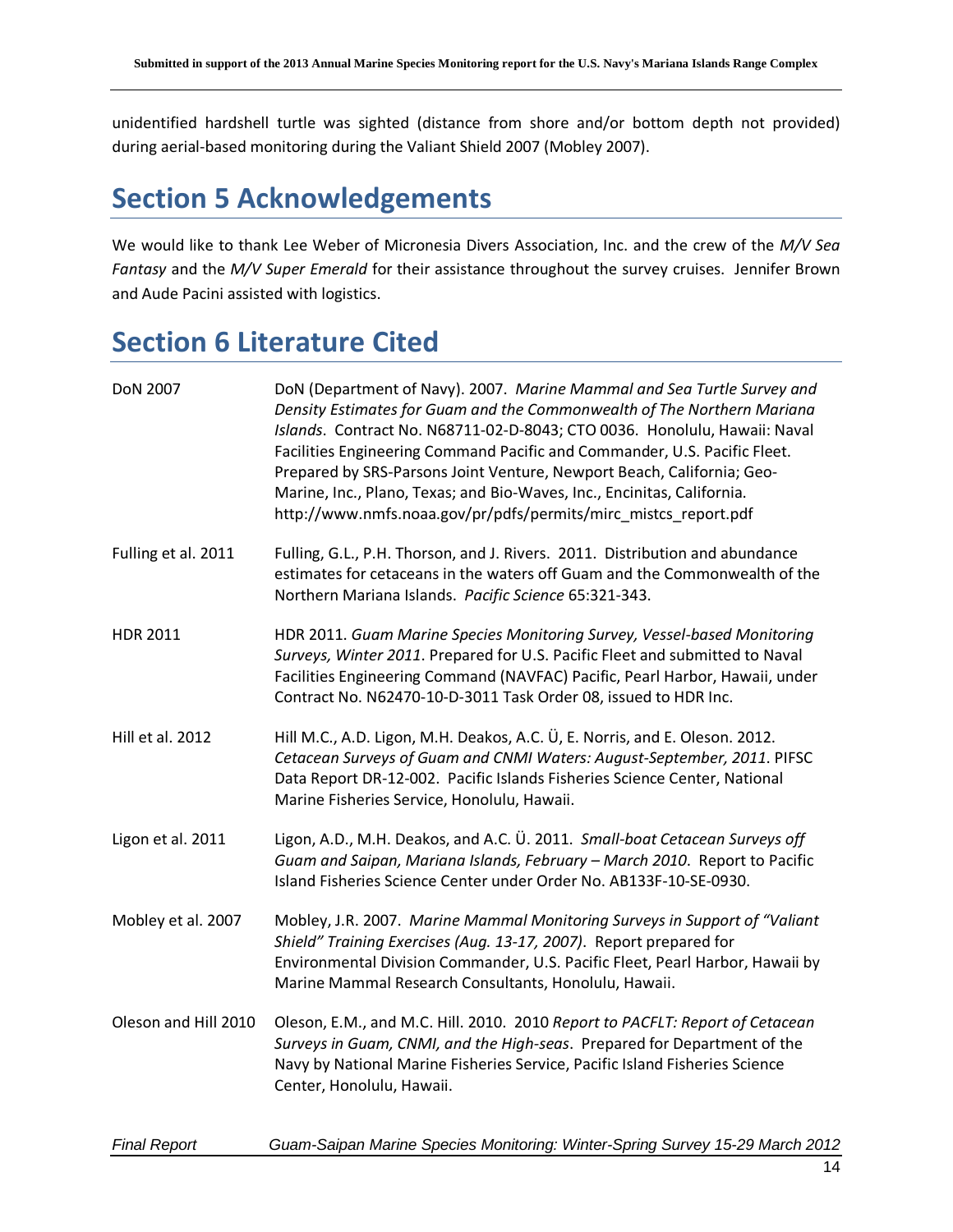unidentified hardshell turtle was sighted (distance from shore and/or bottom depth not provided) during aerial-based monitoring during the Valiant Shield 2007 (Mobley 2007).

# Section 5 Acknowledgements

We would like to thank Lee Weber of Micronesia Divers Association, Inc. and the crew of the *M/V Sea Fantasy* and the *M/V Super Emerald* for their assistance throughout the survey cruises. Jennifer Brown and Aude Pacini assisted with logistics.

# Section 6 Literature Cited

| | |
|---|---|
| DoN 2007 | DoN (Department of Navy). 2007. *Marine Mammal and Sea Turtle Survey and Density Estimates for Guam and the Commonwealth of The Northern Mariana Islands*. Contract No. N68711-02-D-8043; CTO 0036. Honolulu, Hawaii: Naval Facilities Engineering Command Pacific and Commander, U.S. Pacific Fleet. Prepared by SRS-Parsons Joint Venture, Newport Beach, California; Geo-Marine, Inc., Plano, Texas; and Bio-Waves, Inc., Encinitas, California. http://www.nmfs.noaa.gov/pr/pdfs/permits/mirc_mistcs_report.pdf |
| Fulling et al. 2011 | Fulling, G.L., P.H. Thorson, and J. Rivers. 2011. Distribution and abundance estimates for cetaceans in the waters off Guam and the Commonwealth of the Northern Mariana Islands. *Pacific Science* 65:321-343. |
| HDR 2011 | HDR 2011. *Guam Marine Species Monitoring Survey, Vessel-based Monitoring Surveys, Winter 2011*. Prepared for U.S. Pacific Fleet and submitted to Naval Facilities Engineering Command (NAVFAC) Pacific, Pearl Harbor, Hawaii, under Contract No. N62470-10-D-3011 Task Order 08, issued to HDR Inc. |
| Hill et al. 2012 | Hill M.C., A.D. Ligon, M.H. Deakos, A.C. Ü, E. Norris, and E. Oleson. 2012. *Cetacean Surveys of Guam and CNMI Waters: August-September, 2011*. PIFSC Data Report DR-12-002. Pacific Islands Fisheries Science Center, National Marine Fisheries Service, Honolulu, Hawaii. |
| Ligon et al. 2011 | Ligon, A.D., M.H. Deakos, and A.C. Ü. 2011. *Small-boat Cetacean Surveys off Guam and Saipan, Mariana Islands, February – March 2010*. Report to Pacific Island Fisheries Science Center under Order No. AB133F-10-SE-0930. |
| Mobley et al. 2007 | Mobley, J.R. 2007. *Marine Mammal Monitoring Surveys in Support of "Valiant Shield" Training Exercises (Aug. 13-17, 2007)*. Report prepared for Environmental Division Commander, U.S. Pacific Fleet, Pearl Harbor, Hawaii by Marine Mammal Research Consultants, Honolulu, Hawaii. |
| Oleson and Hill 2010 | Oleson, E.M., and M.C. Hill. 2010. 2010 *Report to PACFLT: Report of Cetacean Surveys in Guam, CNMI, and the High-seas*. Prepared for Department of the Navy by National Marine Fisheries Service, Pacific Island Fisheries Science Center, Honolulu, Hawaii. |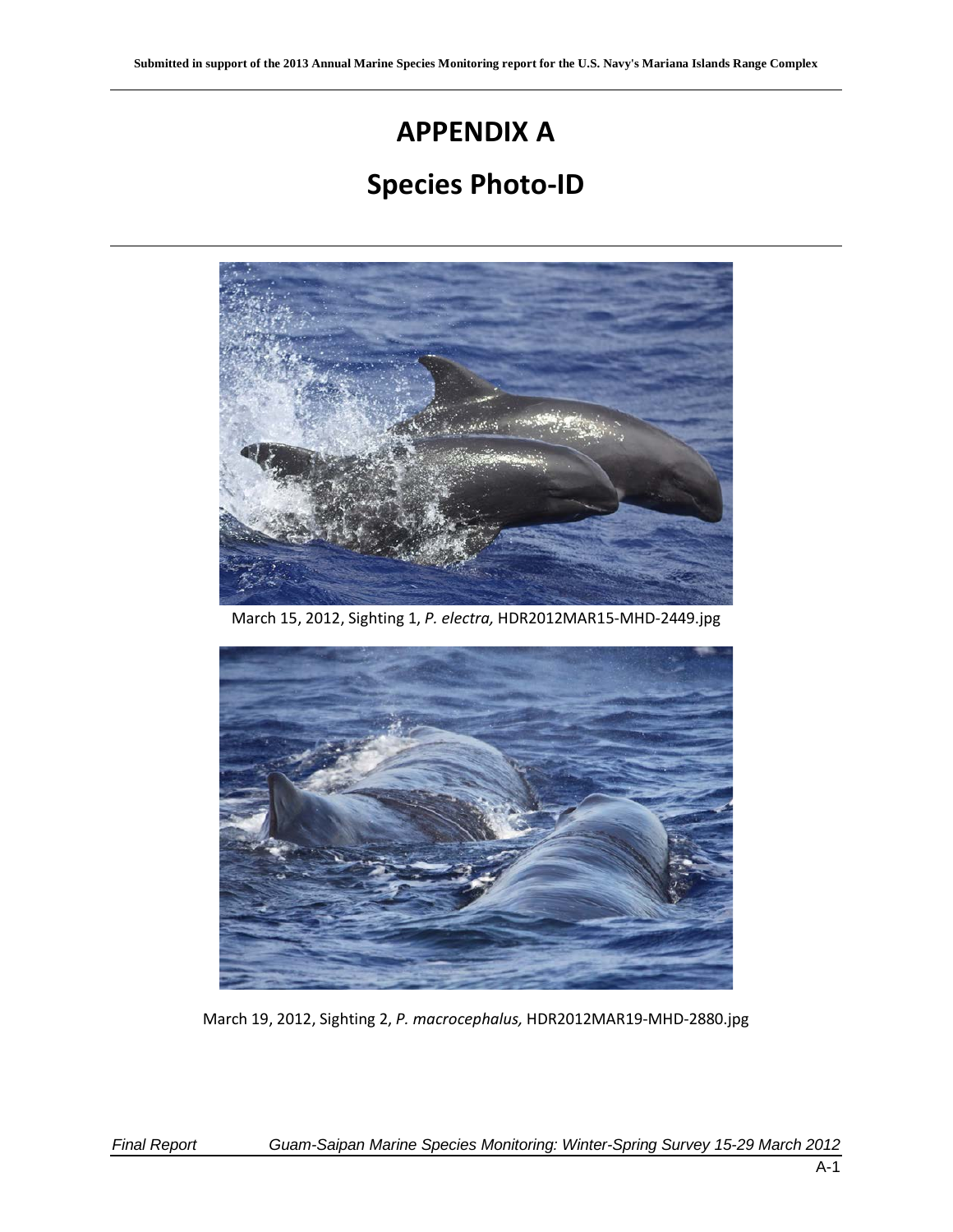# APPENDIX A

# Species Photo-ID

March 15, 2012, Sighting 1, *P. electra,* HDR2012MAR15-MHD-2449.jpg

March 19, 2012, Sighting 2, *P. macrocephalus,* HDR2012MAR19-MHD-2880.jpg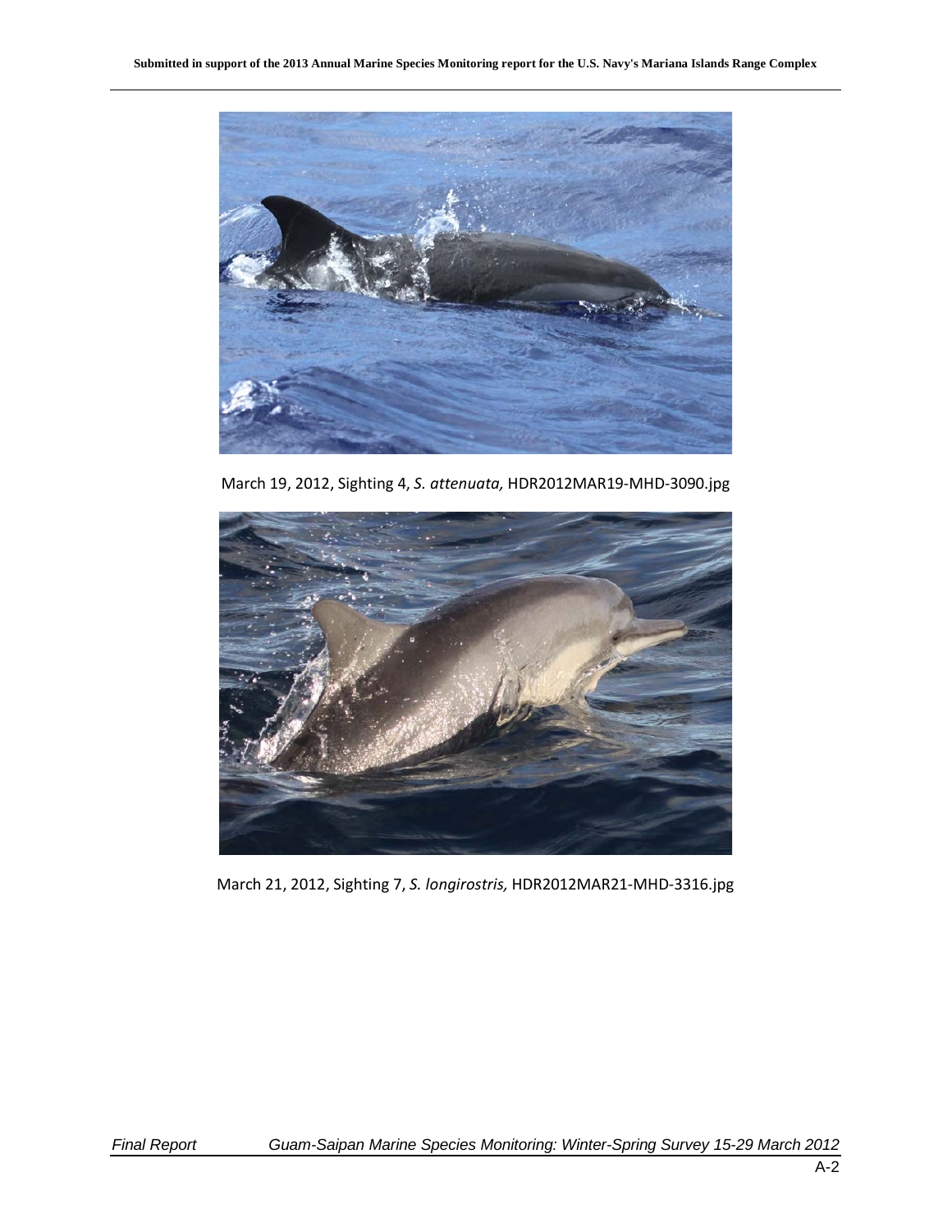March 19, 2012, Sighting 4, *S. attenuata,* HDR2012MAR19-MHD-3090.jpg

March 21, 2012, Sighting 7, *S. longirostris,* HDR2012MAR21-MHD-3316.jpg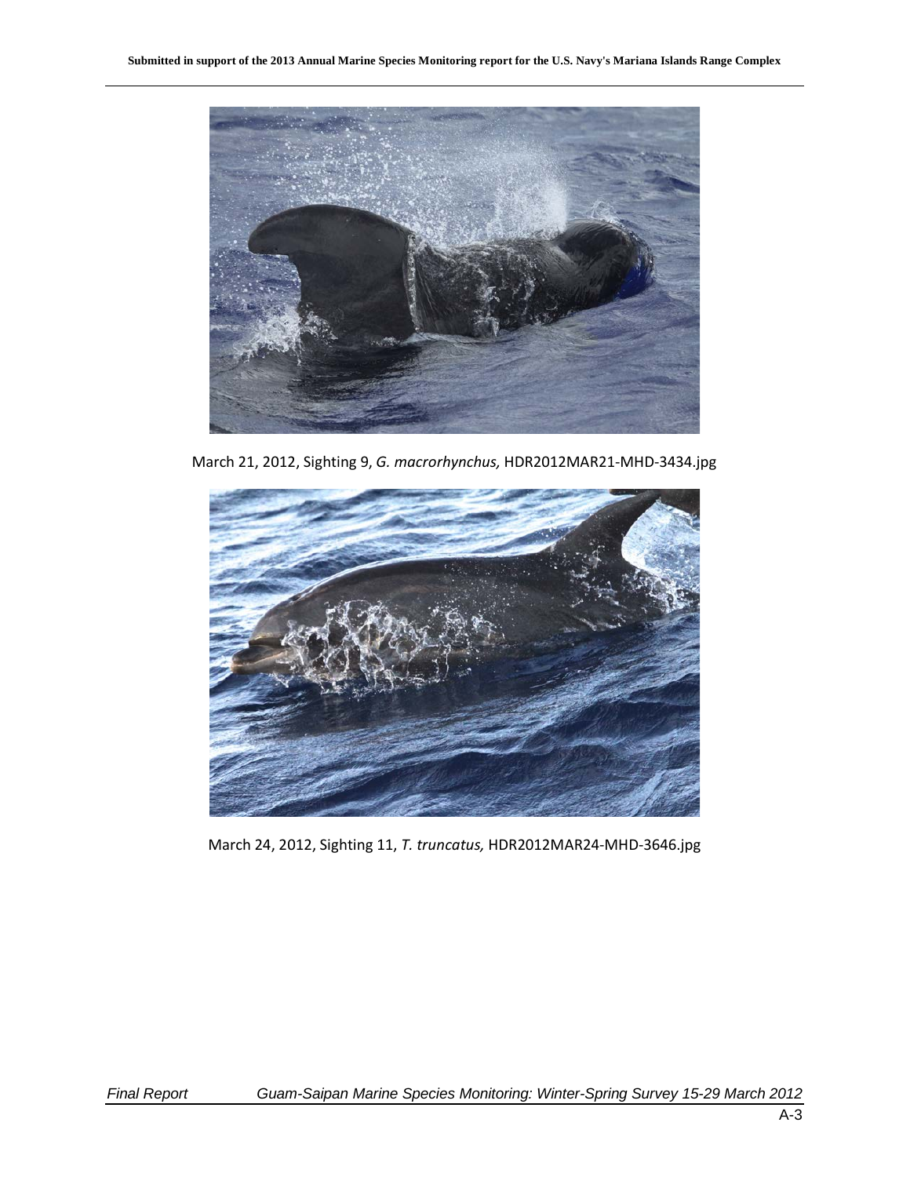March 21, 2012, Sighting 9, *G. macrorhynchus,* HDR2012MAR21-MHD-3434.jpg

March 24, 2012, Sighting 11, *T. truncatus,* HDR2012MAR24-MHD-3646.jpg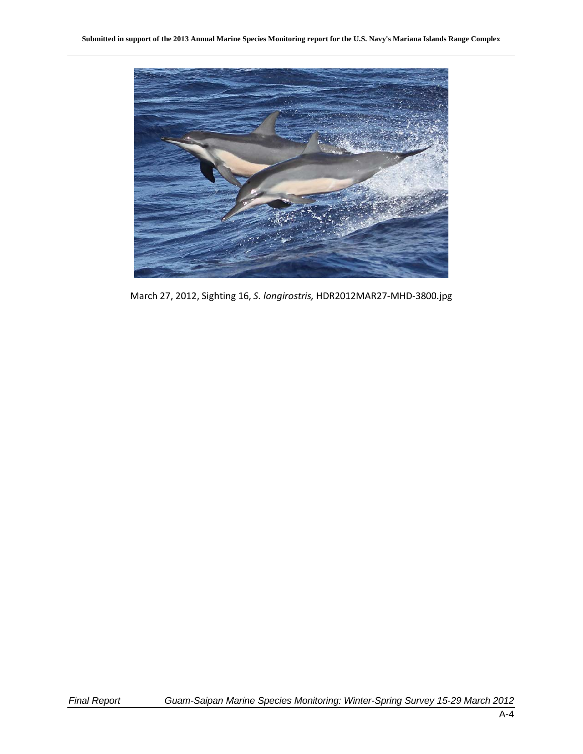March 27, 2012, Sighting 16, *S. longirostris,* HDR2012MAR27-MHD-3800.jpg